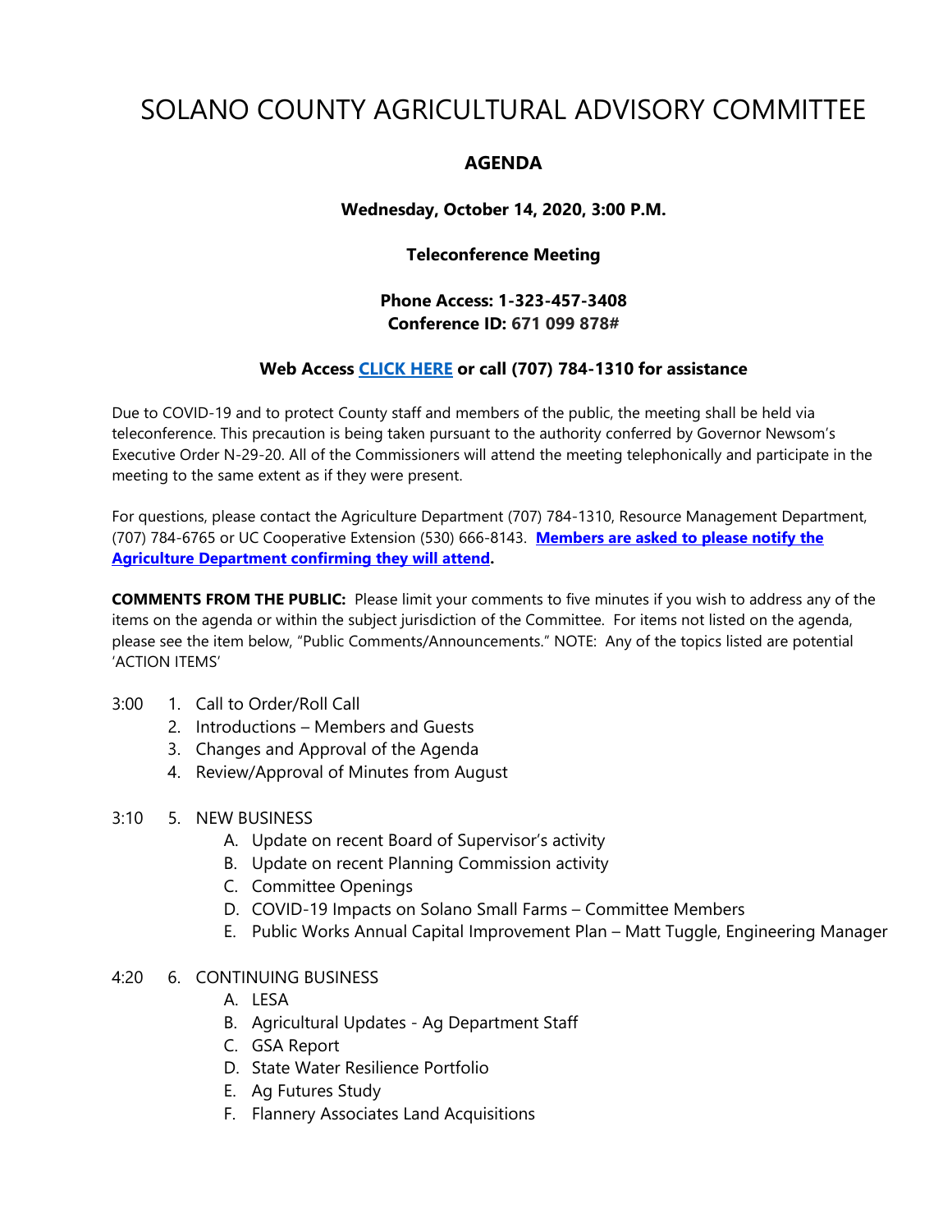# SOLANO COUNTY AGRICULTURAL ADVISORY COMMITTEE

## AGENDA

**Wednesday, October 14, 2020, 3:00 P.M.**

**Teleconference Meeting**

**Phone Access: 1-323-457-3408**
**Conference ID: 671 099 878#**

**Web Access CLICK HERE or call (707) 784-1310 for assistance**

Due to COVID-19 and to protect County staff and members of the public, the meeting shall be held via teleconference. This precaution is being taken pursuant to the authority conferred by Governor Newsom's Executive Order N-29-20. All of the Commissioners will attend the meeting telephonically and participate in the meeting to the same extent as if they were present.

For questions, please contact the Agriculture Department (707) 784-1310, Resource Management Department, (707) 784-6765 or UC Cooperative Extension (530) 666-8143. **Members are asked to please notify the Agriculture Department confirming they will attend.**

**COMMENTS FROM THE PUBLIC:** Please limit your comments to five minutes if you wish to address any of the items on the agenda or within the subject jurisdiction of the Committee. For items not listed on the agenda, please see the item below, "Public Comments/Announcements." NOTE: Any of the topics listed are potential 'ACTION ITEMS'

3:00
1. Call to Order/Roll Call
2. Introductions – Members and Guests
3. Changes and Approval of the Agenda
4. Review/Approval of Minutes from August

3:10
5. NEW BUSINESS
   - A. Update on recent Board of Supervisor's activity
   - B. Update on recent Planning Commission activity
   - C. Committee Openings
   - D. COVID-19 Impacts on Solano Small Farms – Committee Members
   - E. Public Works Annual Capital Improvement Plan – Matt Tuggle, Engineering Manager

4:20
6. CONTINUING BUSINESS
   - A. LESA
   - B. Agricultural Updates - Ag Department Staff
   - C. GSA Report
   - D. State Water Resilience Portfolio
   - E. Ag Futures Study
   - F. Flannery Associates Land Acquisitions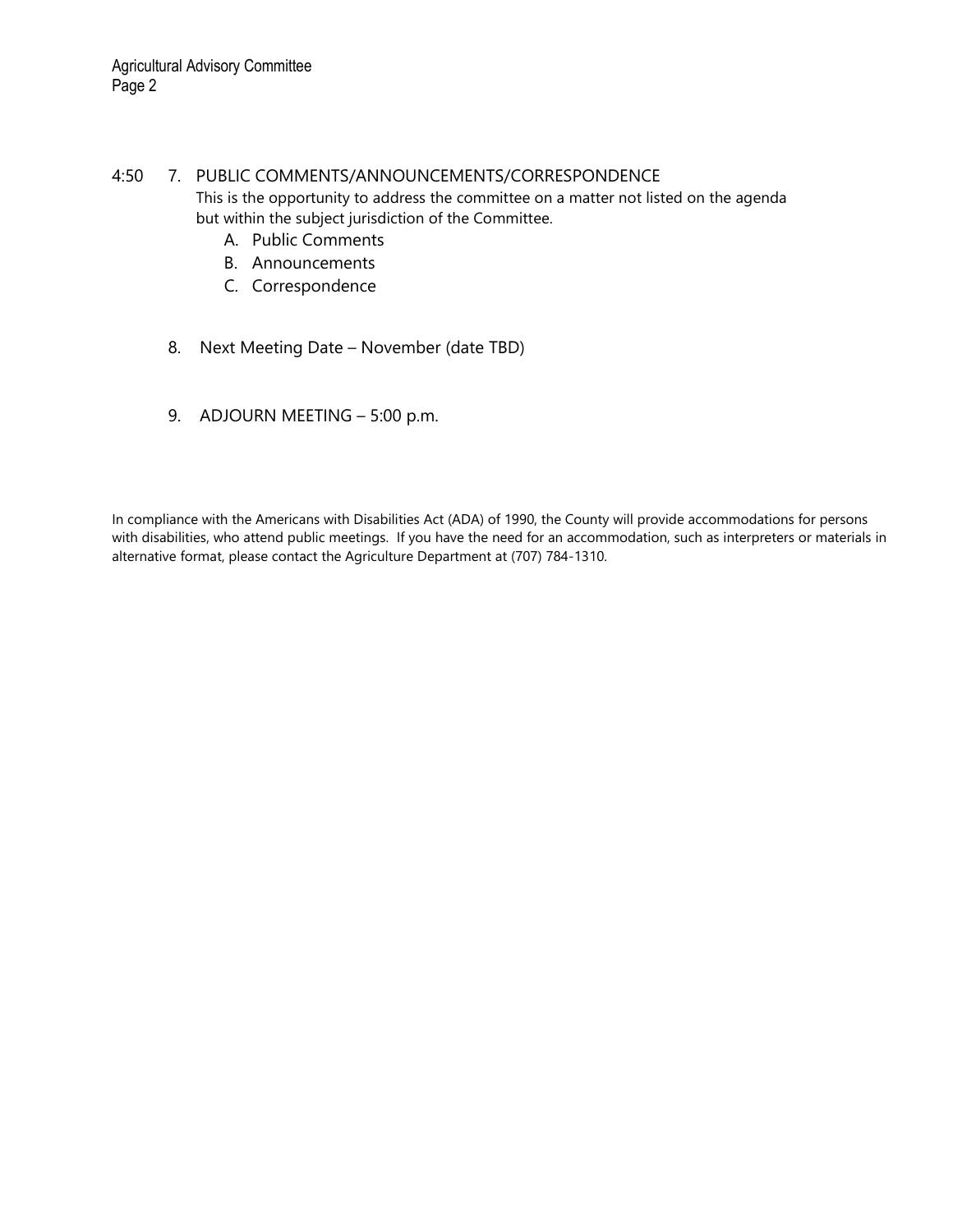4:50 7. PUBLIC COMMENTS/ANNOUNCEMENTS/CORRESPONDENCE

This is the opportunity to address the committee on a matter not listed on the agenda but within the subject jurisdiction of the Committee.

A. Public Comments
B. Announcements
C. Correspondence

8. Next Meeting Date – November (date TBD)

9. ADJOURN MEETING – 5:00 p.m.

In compliance with the Americans with Disabilities Act (ADA) of 1990, the County will provide accommodations for persons with disabilities, who attend public meetings. If you have the need for an accommodation, such as interpreters or materials in alternative format, please contact the Agriculture Department at (707) 784-1310.